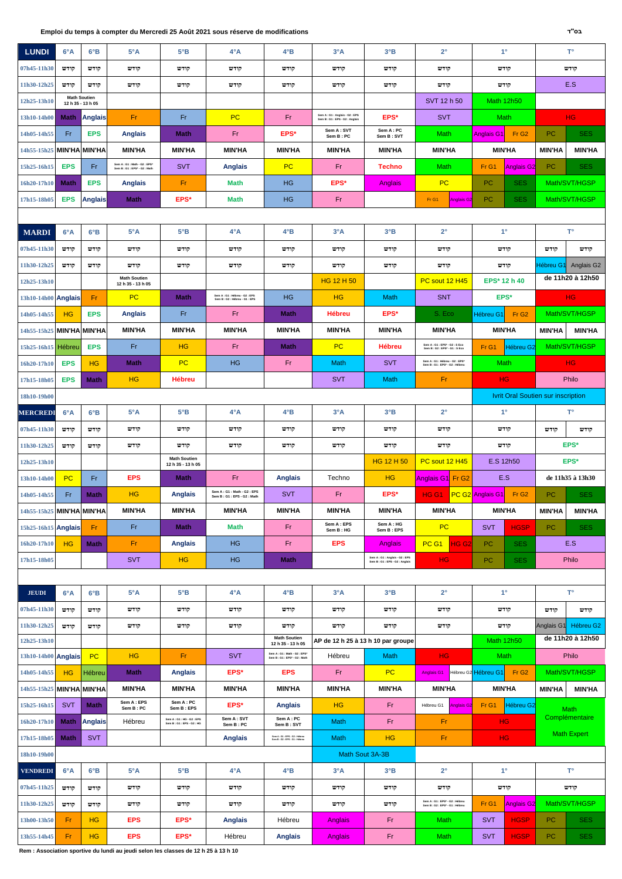**Emploi du temps à compter du Mercredi 25 Août 2021 sous réserve de modifications**

בס"ד

| LUNDI | 6°A | 6°B | 5°A | 5°B | 4°A | 4°B | 3°A | 3°B | 2° | 1° | T° |
|---|---|---|---|---|---|---|---|---|---|---|---|
| 07h45-11h30 | קודש | קודש | קודש | קודש | קודש | קודש | קודש | קודש | קודש | קודש | קודש |
| 11h30-12h25 | קודש | קודש | קודש | קודש | קודש | קודש | קודש | קודש | קודש | קודש | E.S |
| 12h25-13h10 | Math Soutien 12 h 35 - 13 h 05 | | | | | | | | SVT 12 h 50 | Math 12h50 | |
| 13h10-14h00 | Math | Anglais | Fr | Fr | PC | Fr | Sem A : G1 : Anglais - G2 : EPS Sem B : G1 : EPS - G2 : Anglais | EPS* | SVT | Math | HG |
| 14h05-14h55 | Fr | EPS | Anglais | Math | Fr | EPS* | Sem A : SVT Sem B : PC | Sem A : PC Sem B : SVT | Math | Anglais G1 / Fr G2 | PC / SES |
| 14h55-15h25 | MIN'HA | MIN'HA | MIN'HA | MIN'HA | MIN'HA | MIN'HA | MIN'HA | MIN'HA | MIN'HA | MIN'HA | MIN'HA / MIN'HA |
| 15h25-16h15 | EPS | Fr | Sem A : G1 : Math - G2 : EPS* Sem B : G1 : EPS* - G2 : Math | SVT | Anglais | PC | Fr | Techno | Math | Fr G1 / Anglais G2 | PC / SES |
| 16h20-17h10 | Math | EPS | Anglais | Fr | Math | HG | EPS* | Anglais | PC | PC / SES | Math/SVT/HGSP |
| 17h15-18h05 | EPS | Anglais | Math | EPS* | Math | HG | Fr | | Fr G1 / Anglais G2 | PC / SES | Math/SVT/HGSP |

| MARDI | 6°A | 6°B | 5°A | 5°B | 4°A | 4°B | 3°A | 3°B | 2° | 1° | T° |
|---|---|---|---|---|---|---|---|---|---|---|---|
| 07h45-11h30 | קודש | קודש | קודש | קודש | קודש | קודש | קודש | קודש | קודש | קודש | קודש / קודש |
| 11h30-12h25 | קודש | קודש | קודש | קודש | קודש | קודש | קודש | קודש | קודש | קודש | Hébreu G1 / Anglais G2 |
| 12h25-13h10 | | | Math Soutien 12 h 35 - 13 h 05 | | | | HG 12 H 50 | | PC sout 12 H45 | EPS* 12 h 40 | de 11h20 à 12h50 |
| 13h10-14h00 | Anglais | Fr | PC | Math | Sem A : G1 : Hébreu - G2 : EPS Sem B : G2 : Hébreu - G1 : EPS | HG | HG | Math | SNT | EPS* | HG |
| 14h05-14h55 | HG | EPS | Anglais | Fr | Fr | Math | Hébreu | EPS* | S. Eco | Hébreu G1 / Fr G2 | Math/SVT/HGSP |
| 14h55-15h25 | MIN'HA | MIN'HA | MIN'HA | MIN'HA | MIN'HA | MIN'HA | MIN'HA | MIN'HA | MIN'HA | MIN'HA | MIN'HA / MIN'HA |
| 15h25-16h15 | Hébreu | EPS | Fr | HG | Fr | Math | PC | Hébreu | Sem A : G1 : EPS* - G2 : S.Eco Sem B : G2 : EPS* - G1 : S.Eco | Fr G1 / Hébreu G2 | Math/SVT/HGSP |
| 16h20-17h10 | EPS | HG | Math | PC | HG | Fr | Math | SVT | Sem A : G1 : Hébreu - G2 : EPS* Sem B : G1 : EPS* - G2 : Hébreu | Math | HG |
| 17h15-18h05 | EPS | Math | HG | Hébreu | | | SVT | Math | Fr | HG | Philo |
| 18h10-19h00 | | | | | | | | | | Ivrit Oral Soutien sur inscription | |

| MERCREDI | 6°A | 6°B | 5°A | 5°B | 4°A | 4°B | 3°A | 3°B | 2° | 1° | T° |
|---|---|---|---|---|---|---|---|---|---|---|---|
| 07h45-11h30 | קודש | קודש | קודש | קודש | קודש | קודש | קודש | קודש | קודש | קודש | קודש / קודש |
| 11h30-12h25 | קודש | קודש | קודש | קודש | קודש | קודש | קודש | קודש | קודש | קודש | EPS* |
| 12h25-13h10 | | | | Math Soutien 12 h 35 - 13 h 05 | | | | HG 12 H 50 | PC sout 12 H45 | E.S 12h50 | EPS* |
| 13h10-14h00 | PC | Fr | EPS | Math | Fr | Anglais | Techno | HG | Anglais G1 / Fr G2 | E.S | de 11h35 à 13h30 |
| 14h05-14h55 | Fr | Math | HG | Anglais | Sem A : G1 : Math - G2 : EPS Sem B : G1 : EPS - G2 : Math | SVT | Fr | EPS* | HG G1 / PC G2 | Anglais G1 / Fr G2 | PC / SES |
| 14h55-15h25 | MIN'HA | MIN'HA | MIN'HA | MIN'HA | MIN'HA | MIN'HA | MIN'HA | MIN'HA | MIN'HA | MIN'HA | MIN'HA / MIN'HA |
| 15h25-16h15 | Anglais | Fr | Fr | Math | Math | Fr | Sem A : EPS Sem B : HG | Sem A : HG Sem B : EPS | PC | SVT / HGSP | PC / SES |
| 16h20-17h10 | HG | Math | Fr | Anglais | HG | Fr | EPS | Anglais | PC G1 / HG G2 | PC / SES | E.S |
| 17h15-18h05 | | | SVT | HG | HG | Math | | Sem A : G1 : Anglais - G2 : EPS Sem B : G1 : EPS - G2 : Anglais | HG | PC / SES | Philo |

| JEUDI | 6°A | 6°B | 5°A | 5°B | 4°A | 4°B | 3°A | 3°B | 2° | 1° | T° |
|---|---|---|---|---|---|---|---|---|---|---|---|
| 07h45-11h30 | קודש | קודש | קודש | קודש | קודש | קודש | קודש | קודש | קודש | קודש | קודש / קודש |
| 11h30-12h25 | קודש | קודש | קודש | קודש | קודש | קודש | קודש | קודש | קודש | קודש | Anglais G1 / Hébreu G2 |
| 12h25-13h10 | | | | | | Math Soutien 12 h 35 - 13 h 05 | AP de 12 h 25 à 13 h 10 par groupe | | | Math 12h50 | de 11h20 à 12h50 |
| 13h10-14h00 | Anglais | PC | HG | Fr | SVT | Sem A : G1 : Math - G2 : EPS* Sem B : G1 : EPS* - G2 : Math | Hébreu | Math | HG | Math | Philo |
| 14h05-14h55 | HG | Hébreu | Math | Anglais | EPS* | EPS | Fr | PC | Anglais G1 / Hébreu G2 | Hébreu G1 / Fr G2 | Math/SVT/HGSP |
| 14h55-15h25 | MIN'HA | MIN'HA | MIN'HA | MIN'HA | MIN'HA | MIN'HA | MIN'HA | MIN'HA | MIN'HA | MIN'HA | MIN'HA / MIN'HA |
| 15h25-16h15 | SVT | Math | Sem A : EPS Sem B : PC | Sem A : PC Sem B : EPS | EPS* | Anglais | HG | Fr | Hébreu G1 / Anglais G2 | Fr G1 / Hébreu G2 | Math Complémentaire |
| 16h20-17h10 | Math | Anglais | Hébreu | Sem A : G1 : HG - G2 : EPS Sem B : G1 : EPS - G2 : HG | Sem A : SVT Sem B : PC | Sem A : PC Sem B : SVT | Math | Fr | Fr | HG | Math Complémentaire |
| 17h15-18h05 | Math | SVT | | | Anglais | Sem A : G1 : EPS - G2 : Hébreu Sem B : G2 : EPS - G1 : Hébreu | Math | HG | Fr | HG | Math Expert |
| 18h10-19h00 | | | | | | | Math Sout 3A-3B | | | | |

| VENDREDI | 6°A | 6°B | 5°A | 5°B | 4°A | 4°B | 3°A | 3°B | 2° | 1° | T° |
|---|---|---|---|---|---|---|---|---|---|---|---|
| 07h45-11h25 | קודש | קודש | קודש | קודש | קודש | קודש | קודש | קודש | קודש | קודש | קודש |
| 11h30-12h25 | קודש | קודש | קודש | קודש | קודש | קודש | קודש | קודש | Sem A : G1 : EPS* - G2 : Hébreu Sem B : G2 : EPS* - G1 : Hébreu | Fr G1 / Anglais G2 | Math/SVT/HGSP |
| 13h00-13h50 | Fr | HG | EPS | EPS* | Anglais | Hébreu | Anglais | Fr | Math | SVT / HGSP | PC / SES |
| 13h55-14h45 | Fr | HG | EPS | EPS* | Hébreu | Anglais | Anglais | Fr | Math | SVT / HGSP | PC / SES |

Rem : Association sportive du lundi au jeudi selon les classes de 12 h 25 à 13 h 10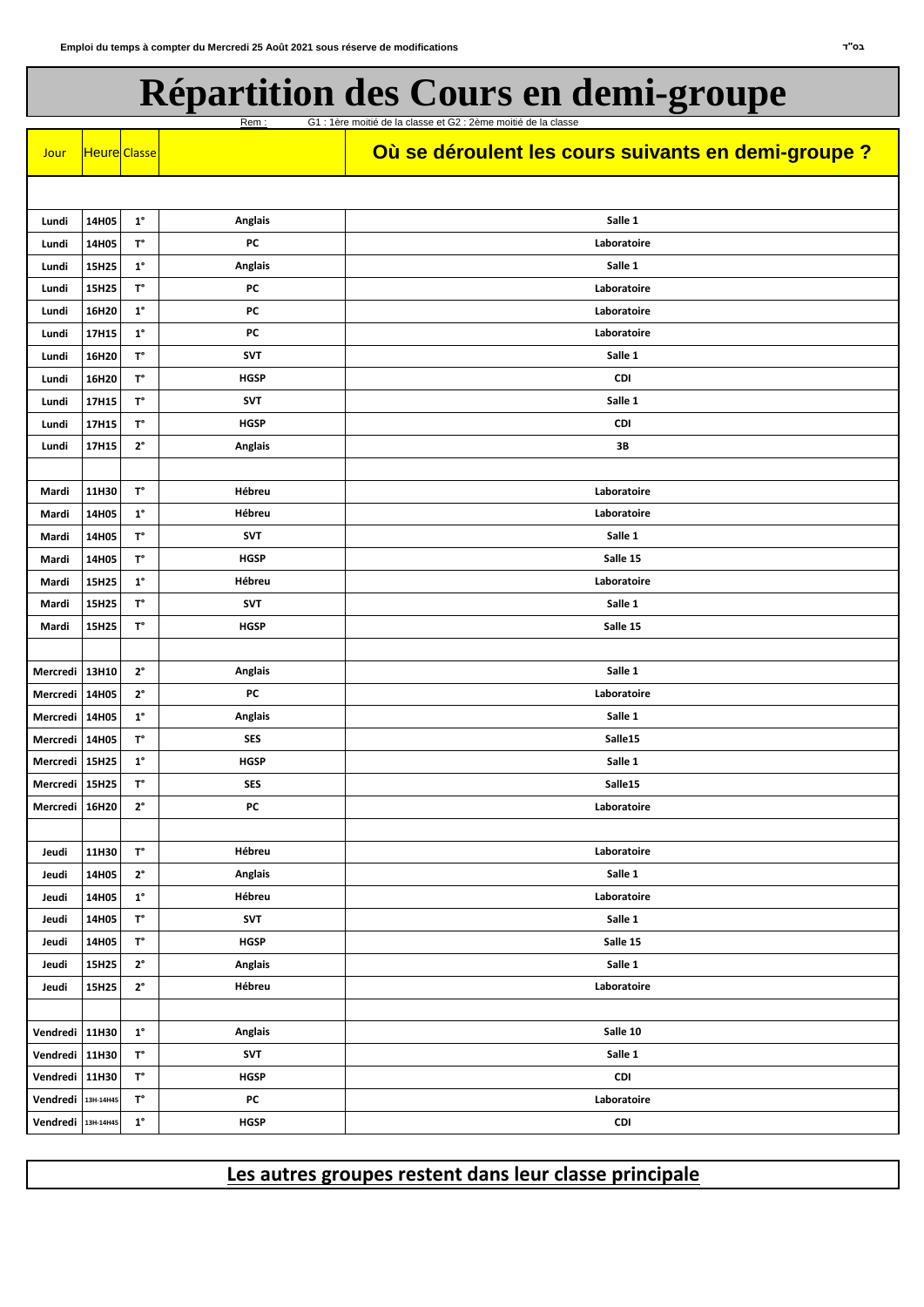Emploi du temps à compter du Mercredi 25 Août 2021 sous réserve de modifications

בס"ד

# Répartition des Cours en demi-groupe

Rem : G1 : 1ère moitié de la classe et G2 : 2ème moitié de la classe

| Jour | Heure | Classe | | Où se déroulent les cours suivants en demi-groupe ? |
|---|---|---|---|---|
| | | | | |
| Lundi | 14H05 | 1° | Anglais | Salle 1 |
| Lundi | 14H05 | T° | PC | Laboratoire |
| Lundi | 15H25 | 1° | Anglais | Salle 1 |
| Lundi | 15H25 | T° | PC | Laboratoire |
| Lundi | 16H20 | 1° | PC | Laboratoire |
| Lundi | 17H15 | 1° | PC | Laboratoire |
| Lundi | 16H20 | T° | SVT | Salle 1 |
| Lundi | 16H20 | T° | HGSP | CDI |
| Lundi | 17H15 | T° | SVT | Salle 1 |
| Lundi | 17H15 | T° | HGSP | CDI |
| Lundi | 17H15 | 2° | Anglais | 3B |
| | | | | |
| Mardi | 11H30 | T° | Hébreu | Laboratoire |
| Mardi | 14H05 | 1° | Hébreu | Laboratoire |
| Mardi | 14H05 | T° | SVT | Salle 1 |
| Mardi | 14H05 | T° | HGSP | Salle 15 |
| Mardi | 15H25 | 1° | Hébreu | Laboratoire |
| Mardi | 15H25 | T° | SVT | Salle 1 |
| Mardi | 15H25 | T° | HGSP | Salle 15 |
| | | | | |
| Mercredi | 13H10 | 2° | Anglais | Salle 1 |
| Mercredi | 14H05 | 2° | PC | Laboratoire |
| Mercredi | 14H05 | 1° | Anglais | Salle 1 |
| Mercredi | 14H05 | T° | SES | Salle15 |
| Mercredi | 15H25 | 1° | HGSP | Salle 1 |
| Mercredi | 15H25 | T° | SES | Salle15 |
| Mercredi | 16H20 | 2° | PC | Laboratoire |
| | | | | |
| Jeudi | 11H30 | T° | Hébreu | Laboratoire |
| Jeudi | 14H05 | 2° | Anglais | Salle 1 |
| Jeudi | 14H05 | 1° | Hébreu | Laboratoire |
| Jeudi | 14H05 | T° | SVT | Salle 1 |
| Jeudi | 14H05 | T° | HGSP | Salle 15 |
| Jeudi | 15H25 | 2° | Anglais | Salle 1 |
| Jeudi | 15H25 | 2° | Hébreu | Laboratoire |
| | | | | |
| Vendredi | 11H30 | 1° | Anglais | Salle 10 |
| Vendredi | 11H30 | T° | SVT | Salle 1 |
| Vendredi | 11H30 | T° | HGSP | CDI |
| Vendredi | 13H-14H45 | T° | PC | Laboratoire |
| Vendredi | 13H-14H45 | 1° | HGSP | CDI |

**Les autres groupes restent dans leur classe principale**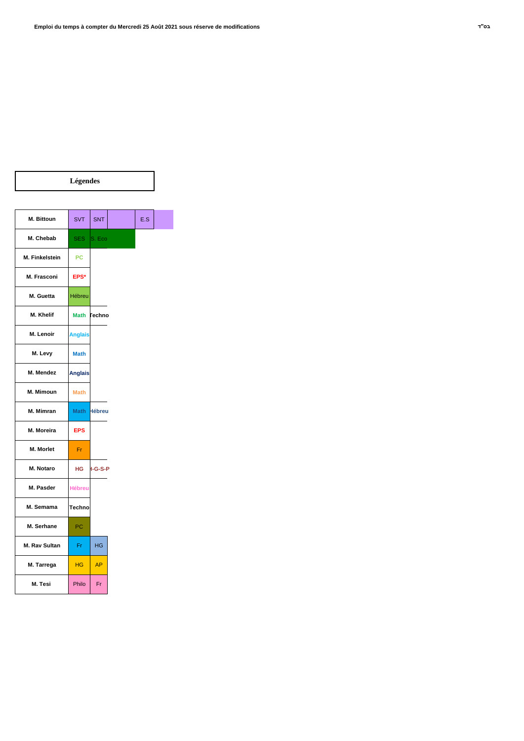## Légendes

| Professeur | | | | | |
|---|---|---|---|---|---|
| M. Bittoun | SVT | SNT | | E.S | |
| M. Chebab | SES | S. Eco | | | |
| M. Finkelstein | PC | | | | |
| M. Frasconi | EPS* | | | | |
| M. Guetta | Hébreu | | | | |
| M. Khelif | Math | Techno | | | |
| M. Lenoir | Anglais | | | | |
| M. Levy | Math | | | | |
| M. Mendez | Anglais | | | | |
| M. Mimoun | Math | | | | |
| M. Mimran | Math | Hébreu | | | |
| M. Moreira | EPS | | | | |
| M. Morlet | Fr | | | | |
| M. Notaro | HG | H-G-S-P | | | |
| M. Pasder | Hébreu | | | | |
| M. Semama | Techno | | | | |
| M. Serhane | PC | | | | |
| M. Rav Sultan | Fr | HG | | | |
| M. Tarrega | HG | AP | | | |
| M. Tesi | Philo | Fr | | | |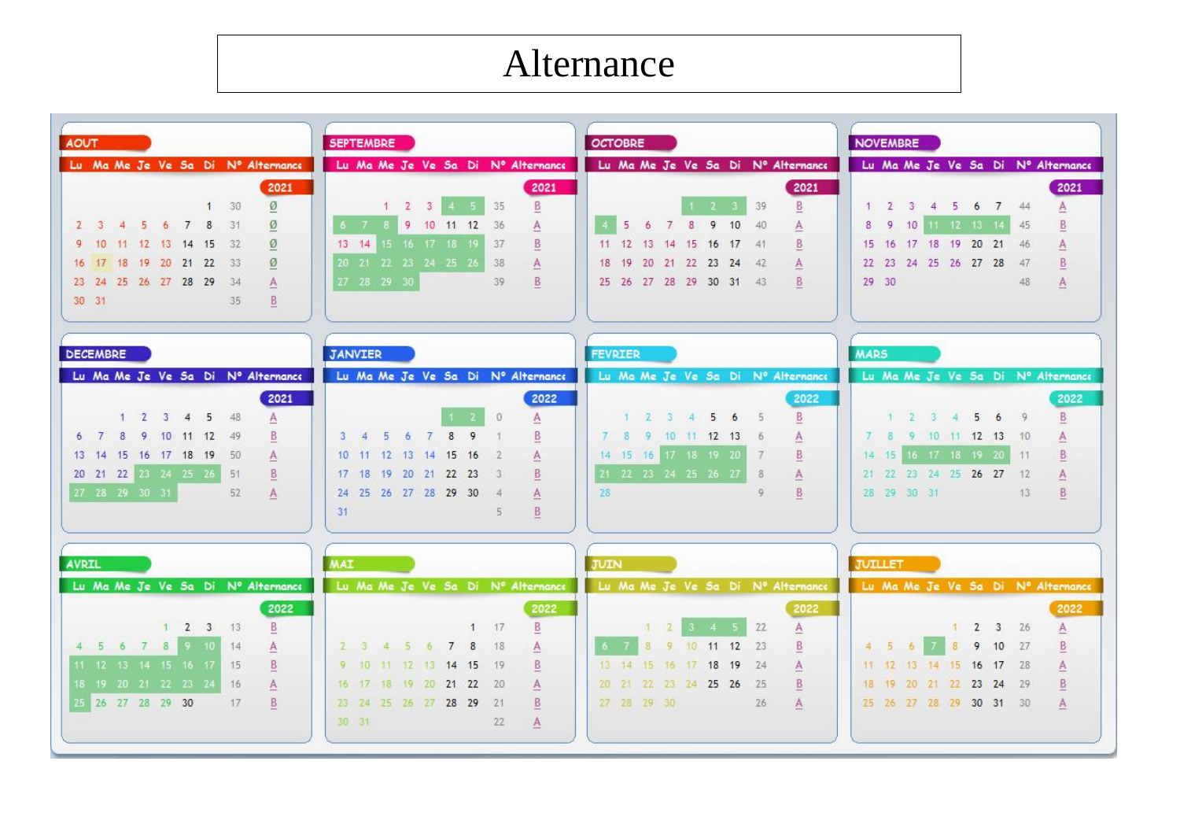# Alternance

## AOUT 2021

| Lu | Ma | Me | Je | Ve | Sa | Di | N° | Alternance |
|---|---|---|---|---|---|---|---|---|
| | | | | | | 1 | 30 | Ø |
| 2 | 3 | 4 | 5 | 6 | 7 | 8 | 31 | Ø |
| 9 | 10 | 11 | 12 | 13 | 14 | 15 | 32 | Ø |
| 16 | 17 | 18 | 19 | 20 | 21 | 22 | 33 | Ø |
| 23 | 24 | 25 | 26 | 27 | 28 | 29 | 34 | A |
| 30 | 31 | | | | | | 35 | B |

## SEPTEMBRE 2021

| Lu | Ma | Me | Je | Ve | Sa | Di | N° | Alternance |
|---|---|---|---|---|---|---|---|---|
| | | 1 | 2 | 3 | 4 | 5 | 35 | B |
| 6 | 7 | 8 | 9 | 10 | 11 | 12 | 36 | A |
| 13 | 14 | 15 | 16 | 17 | 18 | 19 | 37 | B |
| 20 | 21 | 22 | 23 | 24 | 25 | 26 | 38 | A |
| 27 | 28 | 29 | 30 | | | | 39 | B |

## OCTOBRE 2021

| Lu | Ma | Me | Je | Ve | Sa | Di | N° | Alternance |
|---|---|---|---|---|---|---|---|---|
| | | | | 1 | 2 | 3 | 39 | B |
| 4 | 5 | 6 | 7 | 8 | 9 | 10 | 40 | A |
| 11 | 12 | 13 | 14 | 15 | 16 | 17 | 41 | B |
| 18 | 19 | 20 | 21 | 22 | 23 | 24 | 42 | A |
| 25 | 26 | 27 | 28 | 29 | 30 | 31 | 43 | B |

## NOVEMBRE 2021

| Lu | Ma | Me | Je | Ve | Sa | Di | N° | Alternance |
|---|---|---|---|---|---|---|---|---|
| 1 | 2 | 3 | 4 | 5 | 6 | 7 | 44 | A |
| 8 | 9 | 10 | 11 | 12 | 13 | 14 | 45 | B |
| 15 | 16 | 17 | 18 | 19 | 20 | 21 | 46 | A |
| 22 | 23 | 24 | 25 | 26 | 27 | 28 | 47 | B |
| 29 | 30 | | | | | | 48 | A |

## DECEMBRE 2021

| Lu | Ma | Me | Je | Ve | Sa | Di | N° | Alternance |
|---|---|---|---|---|---|---|---|---|
| | | 1 | 2 | 3 | 4 | 5 | 48 | A |
| 6 | 7 | 8 | 9 | 10 | 11 | 12 | 49 | B |
| 13 | 14 | 15 | 16 | 17 | 18 | 19 | 50 | A |
| 20 | 21 | 22 | 23 | 24 | 25 | 26 | 51 | B |
| 27 | 28 | 29 | 30 | 31 | | | 52 | A |

## JANVIER 2022

| Lu | Ma | Me | Je | Ve | Sa | Di | N° | Alternance |
|---|---|---|---|---|---|---|---|---|
| | | | | | 1 | 2 | 0 | A |
| 3 | 4 | 5 | 6 | 7 | 8 | 9 | 1 | B |
| 10 | 11 | 12 | 13 | 14 | 15 | 16 | 2 | A |
| 17 | 18 | 19 | 20 | 21 | 22 | 23 | 3 | B |
| 24 | 25 | 26 | 27 | 28 | 29 | 30 | 4 | A |
| 31 | | | | | | | 5 | B |

## FEVRIER 2022

| Lu | Ma | Me | Je | Ve | Sa | Di | N° | Alternance |
|---|---|---|---|---|---|---|---|---|
| | 1 | 2 | 3 | 4 | 5 | 6 | 5 | B |
| 7 | 8 | 9 | 10 | 11 | 12 | 13 | 6 | A |
| 14 | 15 | 16 | 17 | 18 | 19 | 20 | 7 | B |
| 21 | 22 | 23 | 24 | 25 | 26 | 27 | 8 | A |
| 28 | | | | | | | 9 | B |

## MARS 2022

| Lu | Ma | Me | Je | Ve | Sa | Di | N° | Alternance |
|---|---|---|---|---|---|---|---|---|
| | 1 | 2 | 3 | 4 | 5 | 6 | 9 | B |
| 7 | 8 | 9 | 10 | 11 | 12 | 13 | 10 | A |
| 14 | 15 | 16 | 17 | 18 | 19 | 20 | 11 | B |
| 21 | 22 | 23 | 24 | 25 | 26 | 27 | 12 | A |
| 28 | 29 | 30 | 31 | | | | 13 | B |

## AVRIL 2022

| Lu | Ma | Me | Je | Ve | Sa | Di | N° | Alternance |
|---|---|---|---|---|---|---|---|---|
| | | | | 1 | 2 | 3 | 13 | B |
| 4 | 5 | 6 | 7 | 8 | 9 | 10 | 14 | A |
| 11 | 12 | 13 | 14 | 15 | 16 | 17 | 15 | B |
| 18 | 19 | 20 | 21 | 22 | 23 | 24 | 16 | A |
| 25 | 26 | 27 | 28 | 29 | 30 | | 17 | B |

## MAI 2022

| Lu | Ma | Me | Je | Ve | Sa | Di | N° | Alternance |
|---|---|---|---|---|---|---|---|---|
| | | | | | | 1 | 17 | B |
| 2 | 3 | 4 | 5 | 6 | 7 | 8 | 18 | A |
| 9 | 10 | 11 | 12 | 13 | 14 | 15 | 19 | B |
| 16 | 17 | 18 | 19 | 20 | 21 | 22 | 20 | A |
| 23 | 24 | 25 | 26 | 27 | 28 | 29 | 21 | B |
| 30 | 31 | | | | | | 22 | A |

## JUIN 2022

| Lu | Ma | Me | Je | Ve | Sa | Di | N° | Alternance |
|---|---|---|---|---|---|---|---|---|
| | | 1 | 2 | 3 | 4 | 5 | 22 | A |
| 6 | 7 | 8 | 9 | 10 | 11 | 12 | 23 | B |
| 13 | 14 | 15 | 16 | 17 | 18 | 19 | 24 | A |
| 20 | 21 | 22 | 23 | 24 | 25 | 26 | 25 | B |
| 27 | 28 | 29 | 30 | | | | 26 | A |

## JUILLET 2022

| Lu | Ma | Me | Je | Ve | Sa | Di | N° | Alternance |
|---|---|---|---|---|---|---|---|---|
| | | | | 1 | 2 | 3 | 26 | A |
| 4 | 5 | 6 | 7 | 8 | 9 | 10 | 27 | B |
| 11 | 12 | 13 | 14 | 15 | 16 | 17 | 28 | A |
| 18 | 19 | 20 | 21 | 22 | 23 | 24 | 29 | B |
| 25 | 26 | 27 | 28 | 29 | 30 | 31 | 30 | A |